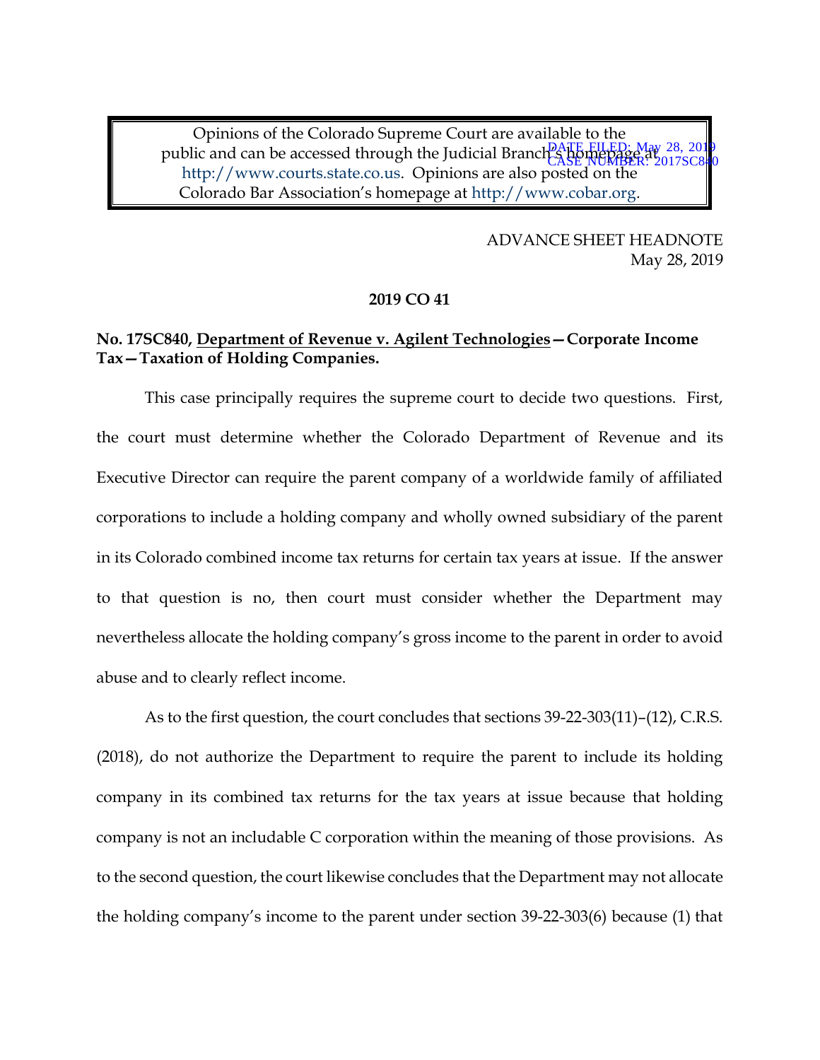Opinions of the Colorado Supreme Court are available to the public and can be accessed through the Judicial Branch's homepage at http://www.courts.state.co.us. Opinions are also posted on the Colorado Bar Association's homepage at http://www.cobar.org.

DATE FILED: May 28, 2019
CASE NUMBER: 2017SC840

ADVANCE SHEET HEADNOTE
May 28, 2019

**2019 CO 41**

**No. 17SC840, Department of Revenue v. Agilent Technologies—Corporate Income Tax—Taxation of Holding Companies.**

This case principally requires the supreme court to decide two questions. First, the court must determine whether the Colorado Department of Revenue and its Executive Director can require the parent company of a worldwide family of affiliated corporations to include a holding company and wholly owned subsidiary of the parent in its Colorado combined income tax returns for certain tax years at issue. If the answer to that question is no, then court must consider whether the Department may nevertheless allocate the holding company's gross income to the parent in order to avoid abuse and to clearly reflect income.

As to the first question, the court concludes that sections 39-22-303(11)–(12), C.R.S. (2018), do not authorize the Department to require the parent to include its holding company in its combined tax returns for the tax years at issue because that holding company is not an includable C corporation within the meaning of those provisions. As to the second question, the court likewise concludes that the Department may not allocate the holding company's income to the parent under section 39-22-303(6) because (1) that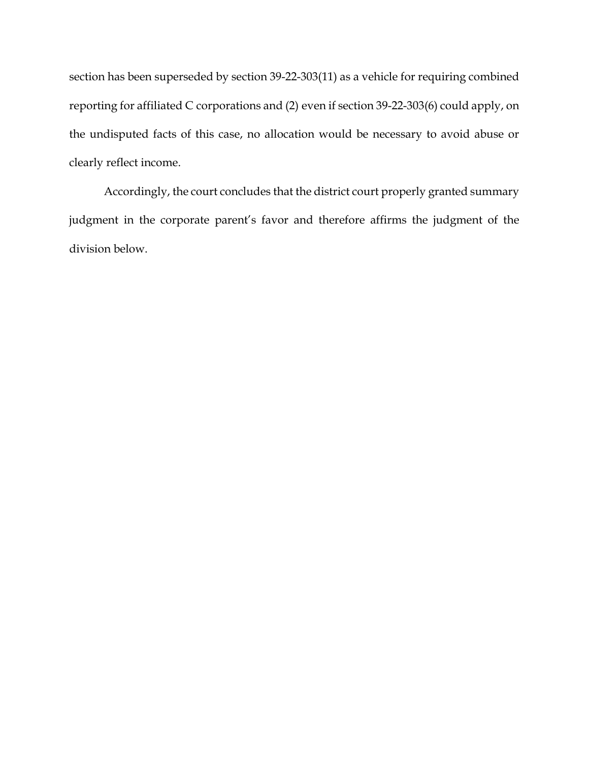section has been superseded by section 39-22-303(11) as a vehicle for requiring combined reporting for affiliated C corporations and (2) even if section 39-22-303(6) could apply, on the undisputed facts of this case, no allocation would be necessary to avoid abuse or clearly reflect income.

Accordingly, the court concludes that the district court properly granted summary judgment in the corporate parent's favor and therefore affirms the judgment of the division below.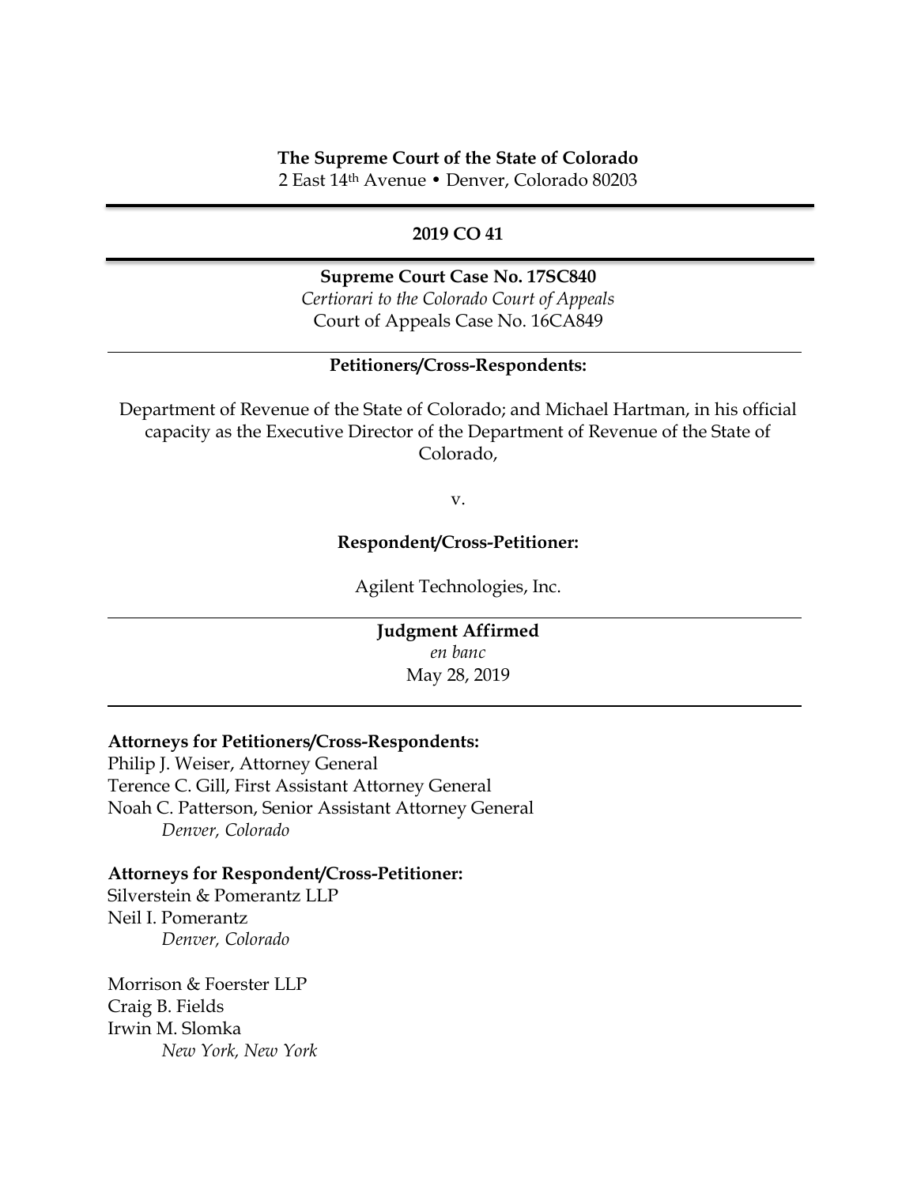**The Supreme Court of the State of Colorado**
2 East 14th Avenue • Denver, Colorado 80203

---

**2019 CO 41**

---

**Supreme Court Case No. 17SC840**
*Certiorari to the Colorado Court of Appeals*
Court of Appeals Case No. 16CA849

---

**Petitioners/Cross-Respondents:**

Department of Revenue of the State of Colorado; and Michael Hartman, in his official capacity as the Executive Director of the Department of Revenue of the State of Colorado,

v.

**Respondent/Cross-Petitioner:**

Agilent Technologies, Inc.

---

**Judgment Affirmed**
*en banc*
May 28, 2019

---

**Attorneys for Petitioners/Cross-Respondents:**
Philip J. Weiser, Attorney General
Terence C. Gill, First Assistant Attorney General
Noah C. Patterson, Senior Assistant Attorney General
*Denver, Colorado*

**Attorneys for Respondent/Cross-Petitioner:**
Silverstein & Pomerantz LLP
Neil I. Pomerantz
*Denver, Colorado*

Morrison & Foerster LLP
Craig B. Fields
Irwin M. Slomka
*New York, New York*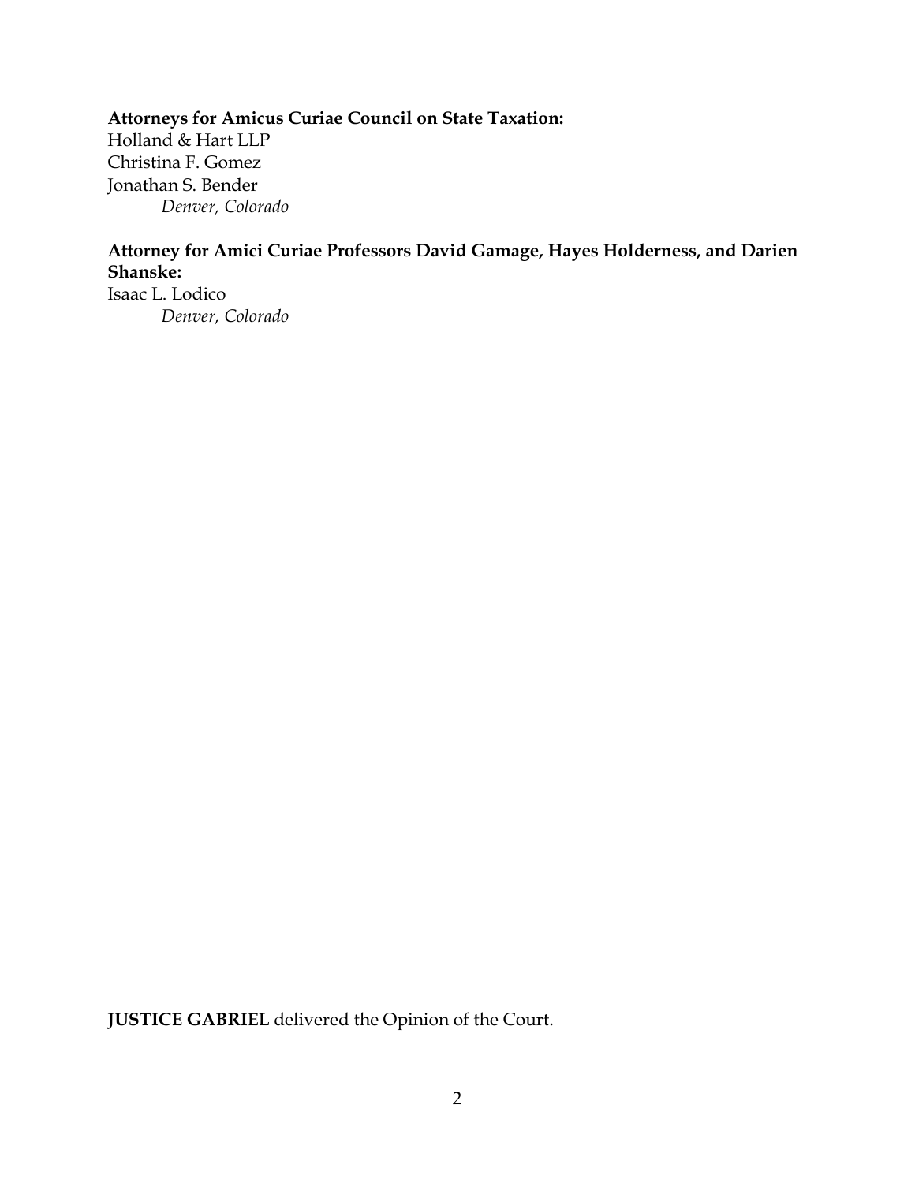**Attorneys for Amicus Curiae Council on State Taxation:**
Holland & Hart LLP
Christina F. Gomez
Jonathan S. Bender
*Denver, Colorado*

**Attorney for Amici Curiae Professors David Gamage, Hayes Holderness, and Darien Shanske:**
Isaac L. Lodico
*Denver, Colorado*

**JUSTICE GABRIEL** delivered the Opinion of the Court.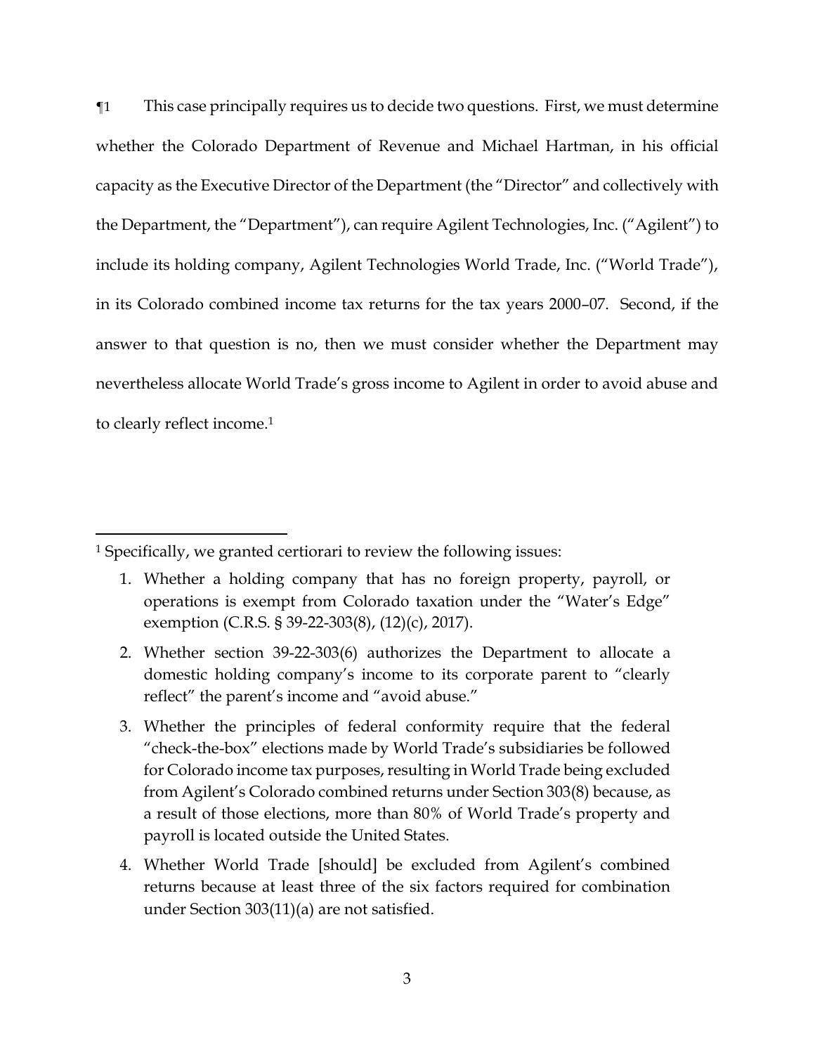¶1 This case principally requires us to decide two questions. First, we must determine whether the Colorado Department of Revenue and Michael Hartman, in his official capacity as the Executive Director of the Department (the "Director" and collectively with the Department, the "Department"), can require Agilent Technologies, Inc. ("Agilent") to include its holding company, Agilent Technologies World Trade, Inc. ("World Trade"), in its Colorado combined income tax returns for the tax years 2000–07. Second, if the answer to that question is no, then we must consider whether the Department may nevertheless allocate World Trade's gross income to Agilent in order to avoid abuse and to clearly reflect income.[1]

---

[1] Specifically, we granted certiorari to review the following issues:

1. Whether a holding company that has no foreign property, payroll, or operations is exempt from Colorado taxation under the "Water's Edge" exemption (C.R.S. § 39-22-303(8), (12)(c), 2017).
2. Whether section 39-22-303(6) authorizes the Department to allocate a domestic holding company's income to its corporate parent to "clearly reflect" the parent's income and "avoid abuse."
3. Whether the principles of federal conformity require that the federal "check-the-box" elections made by World Trade's subsidiaries be followed for Colorado income tax purposes, resulting in World Trade being excluded from Agilent's Colorado combined returns under Section 303(8) because, as a result of those elections, more than 80% of World Trade's property and payroll is located outside the United States.
4. Whether World Trade [should] be excluded from Agilent's combined returns because at least three of the six factors required for combination under Section 303(11)(a) are not satisfied.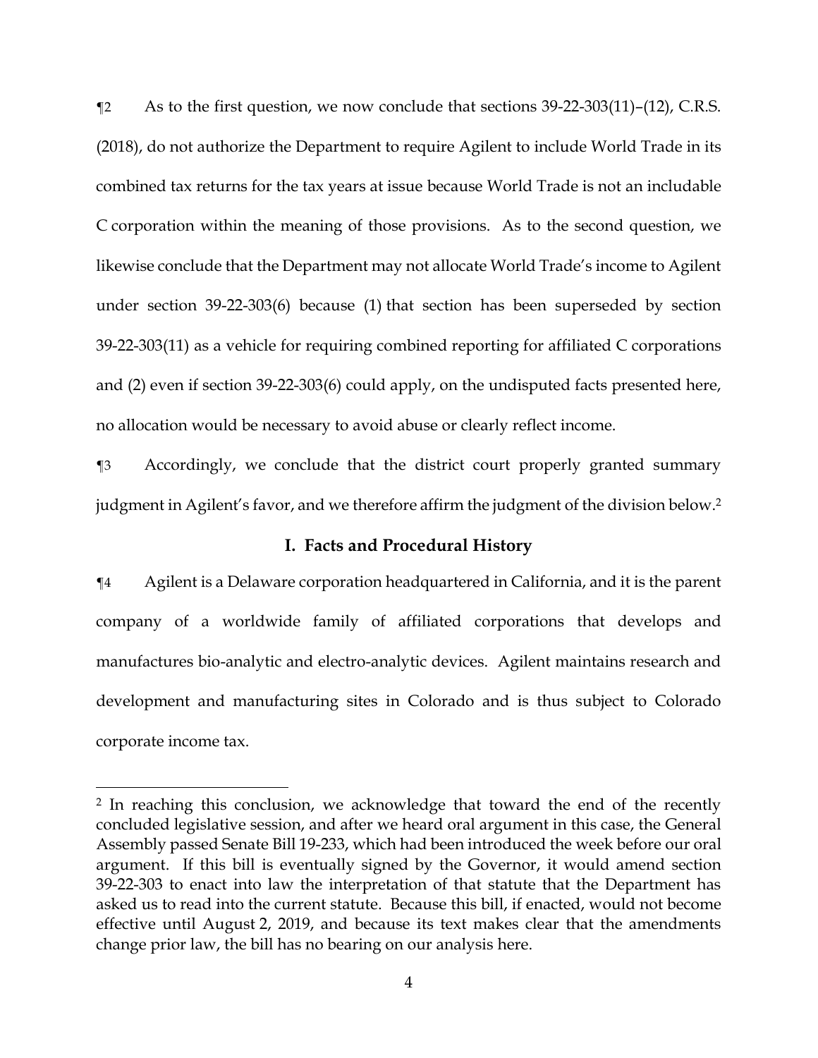¶2 As to the first question, we now conclude that sections 39-22-303(11)–(12), C.R.S. (2018), do not authorize the Department to require Agilent to include World Trade in its combined tax returns for the tax years at issue because World Trade is not an includable C corporation within the meaning of those provisions. As to the second question, we likewise conclude that the Department may not allocate World Trade's income to Agilent under section 39-22-303(6) because (1) that section has been superseded by section 39-22-303(11) as a vehicle for requiring combined reporting for affiliated C corporations and (2) even if section 39-22-303(6) could apply, on the undisputed facts presented here, no allocation would be necessary to avoid abuse or clearly reflect income.

¶3 Accordingly, we conclude that the district court properly granted summary judgment in Agilent's favor, and we therefore affirm the judgment of the division below.[2]

## I. Facts and Procedural History

¶4 Agilent is a Delaware corporation headquartered in California, and it is the parent company of a worldwide family of affiliated corporations that develops and manufactures bio-analytic and electro-analytic devices. Agilent maintains research and development and manufacturing sites in Colorado and is thus subject to Colorado corporate income tax.

---

[2] In reaching this conclusion, we acknowledge that toward the end of the recently concluded legislative session, and after we heard oral argument in this case, the General Assembly passed Senate Bill 19-233, which had been introduced the week before our oral argument. If this bill is eventually signed by the Governor, it would amend section 39-22-303 to enact into law the interpretation of that statute that the Department has asked us to read into the current statute. Because this bill, if enacted, would not become effective until August 2, 2019, and because its text makes clear that the amendments change prior law, the bill has no bearing on our analysis here.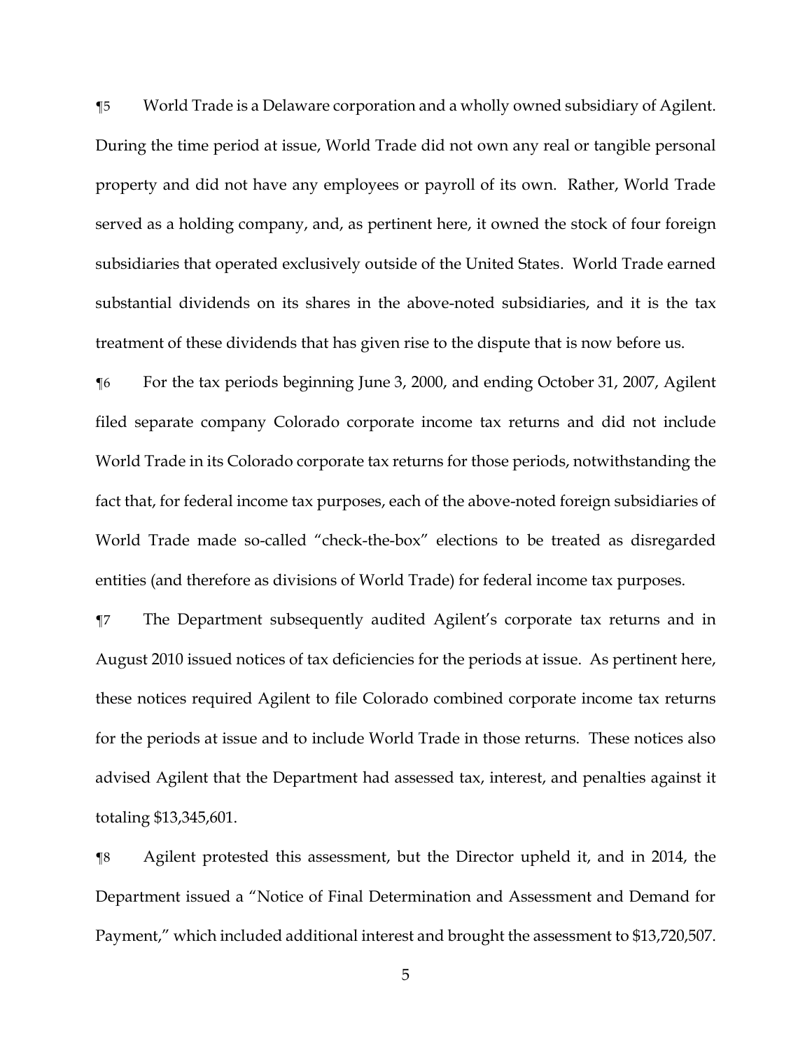¶5 World Trade is a Delaware corporation and a wholly owned subsidiary of Agilent. During the time period at issue, World Trade did not own any real or tangible personal property and did not have any employees or payroll of its own. Rather, World Trade served as a holding company, and, as pertinent here, it owned the stock of four foreign subsidiaries that operated exclusively outside of the United States. World Trade earned substantial dividends on its shares in the above-noted subsidiaries, and it is the tax treatment of these dividends that has given rise to the dispute that is now before us.

¶6 For the tax periods beginning June 3, 2000, and ending October 31, 2007, Agilent filed separate company Colorado corporate income tax returns and did not include World Trade in its Colorado corporate tax returns for those periods, notwithstanding the fact that, for federal income tax purposes, each of the above-noted foreign subsidiaries of World Trade made so-called "check-the-box" elections to be treated as disregarded entities (and therefore as divisions of World Trade) for federal income tax purposes.

¶7 The Department subsequently audited Agilent's corporate tax returns and in August 2010 issued notices of tax deficiencies for the periods at issue. As pertinent here, these notices required Agilent to file Colorado combined corporate income tax returns for the periods at issue and to include World Trade in those returns. These notices also advised Agilent that the Department had assessed tax, interest, and penalties against it totaling $13,345,601.

¶8 Agilent protested this assessment, but the Director upheld it, and in 2014, the Department issued a "Notice of Final Determination and Assessment and Demand for Payment," which included additional interest and brought the assessment to $13,720,507.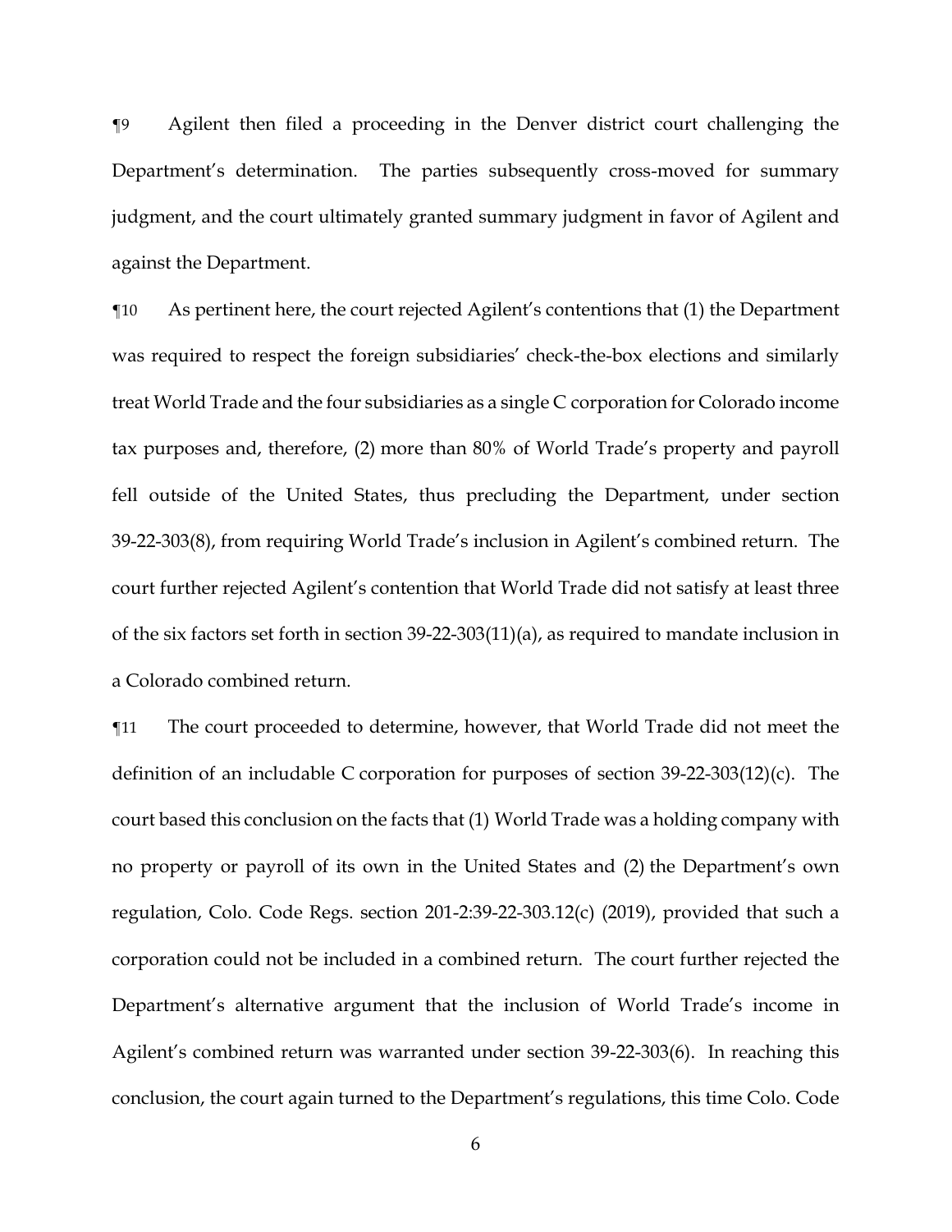¶9 Agilent then filed a proceeding in the Denver district court challenging the Department's determination. The parties subsequently cross-moved for summary judgment, and the court ultimately granted summary judgment in favor of Agilent and against the Department.

¶10 As pertinent here, the court rejected Agilent's contentions that (1) the Department was required to respect the foreign subsidiaries' check-the-box elections and similarly treat World Trade and the four subsidiaries as a single C corporation for Colorado income tax purposes and, therefore, (2) more than 80% of World Trade's property and payroll fell outside of the United States, thus precluding the Department, under section 39-22-303(8), from requiring World Trade's inclusion in Agilent's combined return. The court further rejected Agilent's contention that World Trade did not satisfy at least three of the six factors set forth in section 39-22-303(11)(a), as required to mandate inclusion in a Colorado combined return.

¶11 The court proceeded to determine, however, that World Trade did not meet the definition of an includable C corporation for purposes of section 39-22-303(12)(c). The court based this conclusion on the facts that (1) World Trade was a holding company with no property or payroll of its own in the United States and (2) the Department's own regulation, Colo. Code Regs. section 201-2:39-22-303.12(c) (2019), provided that such a corporation could not be included in a combined return. The court further rejected the Department's alternative argument that the inclusion of World Trade's income in Agilent's combined return was warranted under section 39-22-303(6). In reaching this conclusion, the court again turned to the Department's regulations, this time Colo. Code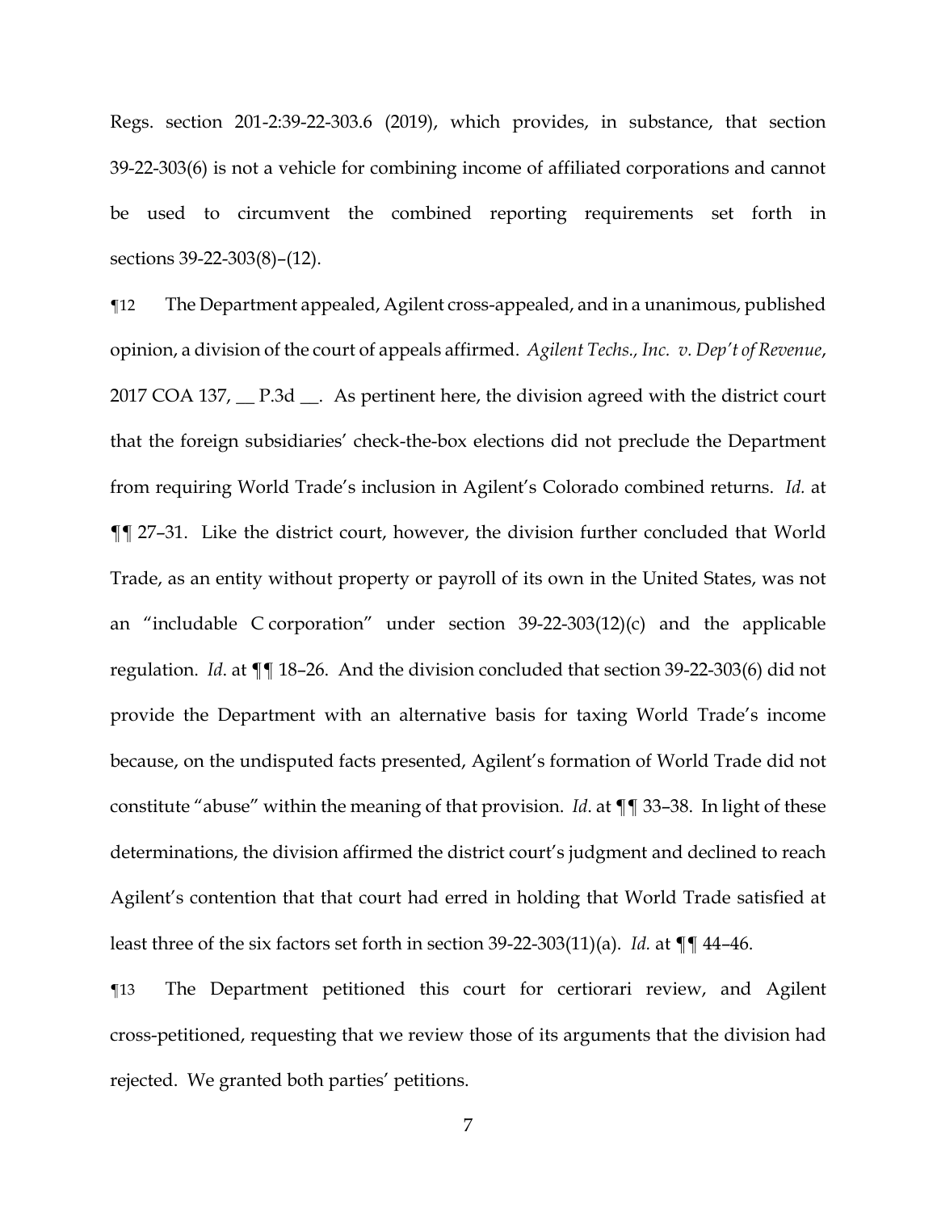Regs. section 201-2:39-22-303.6 (2019), which provides, in substance, that section 39-22-303(6) is not a vehicle for combining income of affiliated corporations and cannot be used to circumvent the combined reporting requirements set forth in sections 39-22-303(8)–(12).

¶12 The Department appealed, Agilent cross-appealed, and in a unanimous, published opinion, a division of the court of appeals affirmed. *Agilent Techs., Inc. v. Dep't of Revenue*, 2017 COA 137, __ P.3d __. As pertinent here, the division agreed with the district court that the foreign subsidiaries' check-the-box elections did not preclude the Department from requiring World Trade's inclusion in Agilent's Colorado combined returns. *Id.* at ¶¶ 27–31. Like the district court, however, the division further concluded that World Trade, as an entity without property or payroll of its own in the United States, was not an "includable C corporation" under section 39-22-303(12)(c) and the applicable regulation. *Id*. at ¶¶ 18–26. And the division concluded that section 39-22-303(6) did not provide the Department with an alternative basis for taxing World Trade's income because, on the undisputed facts presented, Agilent's formation of World Trade did not constitute "abuse" within the meaning of that provision. *Id*. at ¶¶ 33–38. In light of these determinations, the division affirmed the district court's judgment and declined to reach Agilent's contention that that court had erred in holding that World Trade satisfied at least three of the six factors set forth in section 39-22-303(11)(a). *Id.* at ¶¶ 44–46.

¶13 The Department petitioned this court for certiorari review, and Agilent cross-petitioned, requesting that we review those of its arguments that the division had rejected. We granted both parties' petitions.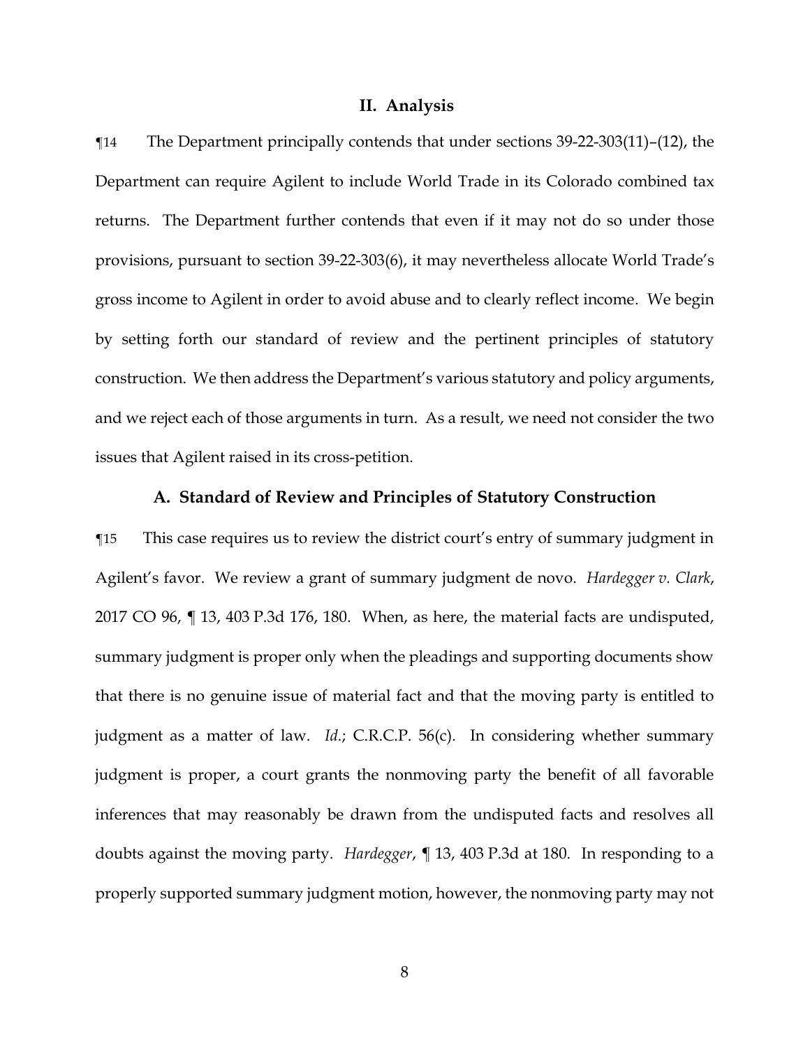## II. Analysis

¶14 The Department principally contends that under sections 39-22-303(11)–(12), the Department can require Agilent to include World Trade in its Colorado combined tax returns. The Department further contends that even if it may not do so under those provisions, pursuant to section 39-22-303(6), it may nevertheless allocate World Trade's gross income to Agilent in order to avoid abuse and to clearly reflect income. We begin by setting forth our standard of review and the pertinent principles of statutory construction. We then address the Department's various statutory and policy arguments, and we reject each of those arguments in turn. As a result, we need not consider the two issues that Agilent raised in its cross-petition.

### A. Standard of Review and Principles of Statutory Construction

¶15 This case requires us to review the district court's entry of summary judgment in Agilent's favor. We review a grant of summary judgment de novo. *Hardegger v. Clark*, 2017 CO 96, ¶ 13, 403 P.3d 176, 180. When, as here, the material facts are undisputed, summary judgment is proper only when the pleadings and supporting documents show that there is no genuine issue of material fact and that the moving party is entitled to judgment as a matter of law. *Id.*; C.R.C.P. 56(c). In considering whether summary judgment is proper, a court grants the nonmoving party the benefit of all favorable inferences that may reasonably be drawn from the undisputed facts and resolves all doubts against the moving party. *Hardegger*, ¶ 13, 403 P.3d at 180. In responding to a properly supported summary judgment motion, however, the nonmoving party may not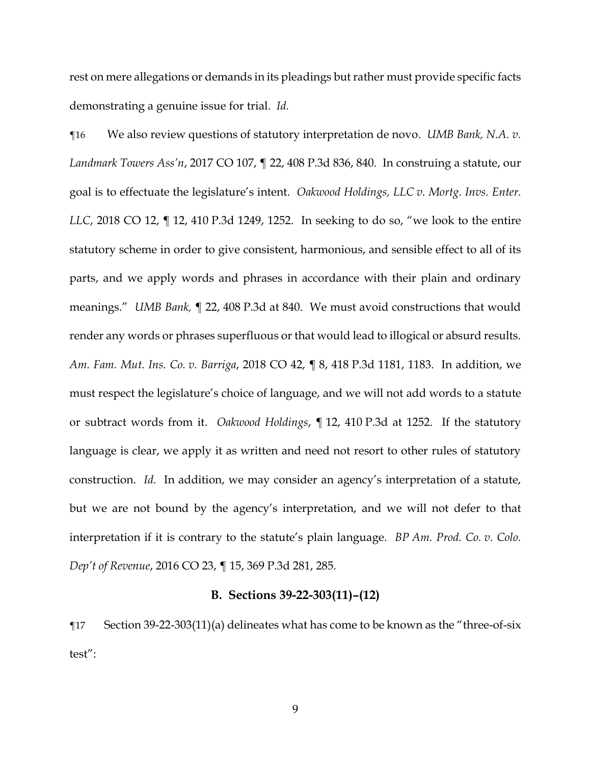rest on mere allegations or demands in its pleadings but rather must provide specific facts demonstrating a genuine issue for trial. *Id.*

¶16 We also review questions of statutory interpretation de novo. *UMB Bank, N.A. v. Landmark Towers Ass'n*, 2017 CO 107, ¶ 22, 408 P.3d 836, 840. In construing a statute, our goal is to effectuate the legislature's intent. *Oakwood Holdings, LLC v. Mortg. Invs. Enter. LLC*, 2018 CO 12, ¶ 12, 410 P.3d 1249, 1252. In seeking to do so, "we look to the entire statutory scheme in order to give consistent, harmonious, and sensible effect to all of its parts, and we apply words and phrases in accordance with their plain and ordinary meanings." *UMB Bank,* ¶ 22, 408 P.3d at 840. We must avoid constructions that would render any words or phrases superfluous or that would lead to illogical or absurd results. *Am. Fam. Mut. Ins. Co. v. Barriga*, 2018 CO 42, ¶ 8, 418 P.3d 1181, 1183. In addition, we must respect the legislature's choice of language, and we will not add words to a statute or subtract words from it. *Oakwood Holdings*, ¶ 12, 410 P.3d at 1252. If the statutory language is clear, we apply it as written and need not resort to other rules of statutory construction. *Id.* In addition, we may consider an agency's interpretation of a statute, but we are not bound by the agency's interpretation, and we will not defer to that interpretation if it is contrary to the statute's plain language. *BP Am. Prod. Co. v. Colo. Dep't of Revenue*, 2016 CO 23, ¶ 15, 369 P.3d 281, 285.

### B. Sections 39-22-303(11)–(12)

¶17 Section 39-22-303(11)(a) delineates what has come to be known as the "three-of-six test":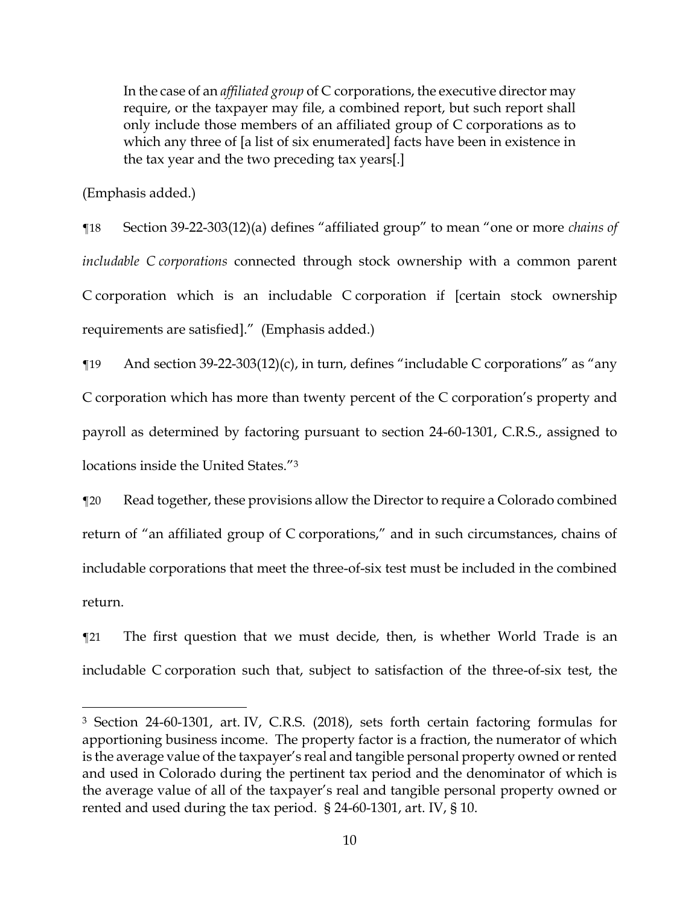> In the case of an *affiliated group* of C corporations, the executive director may require, or the taxpayer may file, a combined report, but such report shall only include those members of an affiliated group of C corporations as to which any three of [a list of six enumerated] facts have been in existence in the tax year and the two preceding tax years[.]

(Emphasis added.)

¶18 Section 39-22-303(12)(a) defines "affiliated group" to mean "one or more *chains of includable C corporations* connected through stock ownership with a common parent C corporation which is an includable C corporation if [certain stock ownership requirements are satisfied]." (Emphasis added.)

¶19 And section 39-22-303(12)(c), in turn, defines "includable C corporations" as "any C corporation which has more than twenty percent of the C corporation's property and payroll as determined by factoring pursuant to section 24-60-1301, C.R.S., assigned to locations inside the United States."[3]

¶20 Read together, these provisions allow the Director to require a Colorado combined return of "an affiliated group of C corporations," and in such circumstances, chains of includable corporations that meet the three-of-six test must be included in the combined return.

¶21 The first question that we must decide, then, is whether World Trade is an includable C corporation such that, subject to satisfaction of the three-of-six test, the

---

[3] Section 24-60-1301, art. IV, C.R.S. (2018), sets forth certain factoring formulas for apportioning business income. The property factor is a fraction, the numerator of which is the average value of the taxpayer's real and tangible personal property owned or rented and used in Colorado during the pertinent tax period and the denominator of which is the average value of all of the taxpayer's real and tangible personal property owned or rented and used during the tax period. § 24-60-1301, art. IV, § 10.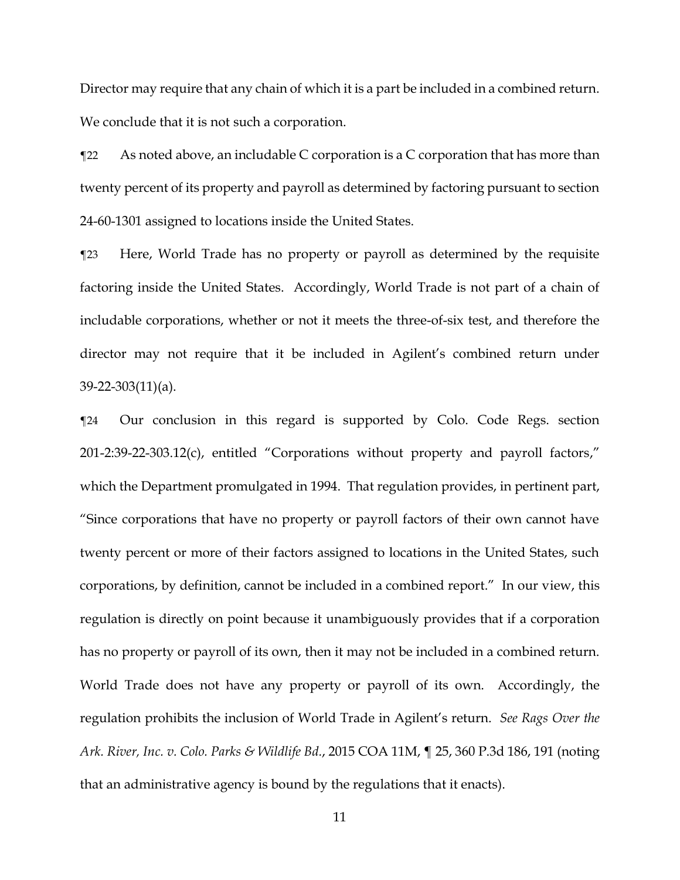Director may require that any chain of which it is a part be included in a combined return. We conclude that it is not such a corporation.

¶22 As noted above, an includable C corporation is a C corporation that has more than twenty percent of its property and payroll as determined by factoring pursuant to section 24-60-1301 assigned to locations inside the United States.

¶23 Here, World Trade has no property or payroll as determined by the requisite factoring inside the United States. Accordingly, World Trade is not part of a chain of includable corporations, whether or not it meets the three-of-six test, and therefore the director may not require that it be included in Agilent's combined return under 39-22-303(11)(a).

¶24 Our conclusion in this regard is supported by Colo. Code Regs. section 201-2:39-22-303.12(c), entitled "Corporations without property and payroll factors," which the Department promulgated in 1994. That regulation provides, in pertinent part, "Since corporations that have no property or payroll factors of their own cannot have twenty percent or more of their factors assigned to locations in the United States, such corporations, by definition, cannot be included in a combined report." In our view, this regulation is directly on point because it unambiguously provides that if a corporation has no property or payroll of its own, then it may not be included in a combined return. World Trade does not have any property or payroll of its own. Accordingly, the regulation prohibits the inclusion of World Trade in Agilent's return. *See Rags Over the Ark. River, Inc. v. Colo. Parks & Wildlife Bd.*, 2015 COA 11M, ¶ 25, 360 P.3d 186, 191 (noting that an administrative agency is bound by the regulations that it enacts).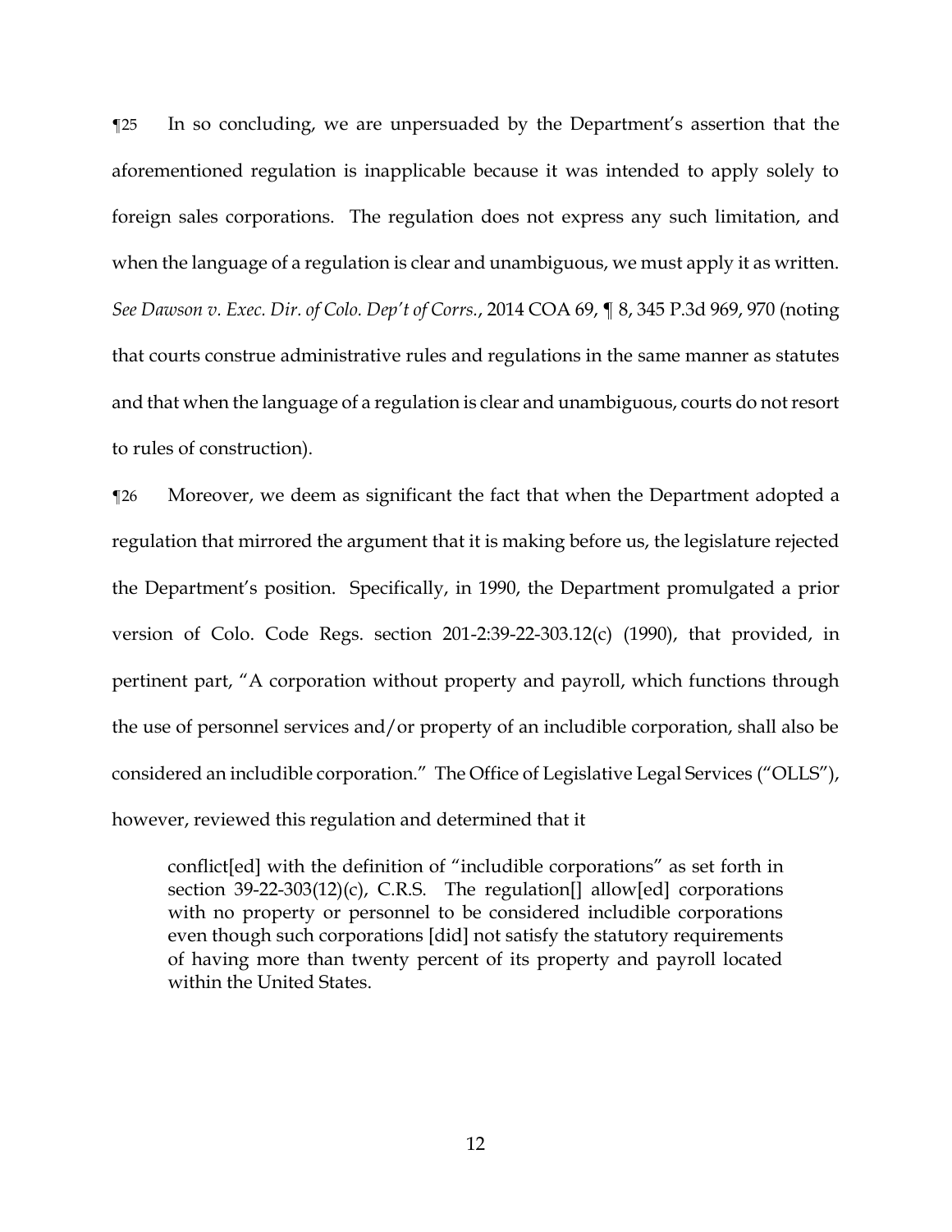¶25 In so concluding, we are unpersuaded by the Department's assertion that the aforementioned regulation is inapplicable because it was intended to apply solely to foreign sales corporations. The regulation does not express any such limitation, and when the language of a regulation is clear and unambiguous, we must apply it as written. *See Dawson v. Exec. Dir. of Colo. Dep't of Corrs.*, 2014 COA 69, ¶ 8, 345 P.3d 969, 970 (noting that courts construe administrative rules and regulations in the same manner as statutes and that when the language of a regulation is clear and unambiguous, courts do not resort to rules of construction).

¶26 Moreover, we deem as significant the fact that when the Department adopted a regulation that mirrored the argument that it is making before us, the legislature rejected the Department's position. Specifically, in 1990, the Department promulgated a prior version of Colo. Code Regs. section 201-2:39-22-303.12(c) (1990), that provided, in pertinent part, "A corporation without property and payroll, which functions through the use of personnel services and/or property of an includible corporation, shall also be considered an includible corporation." The Office of Legislative Legal Services ("OLLS"), however, reviewed this regulation and determined that it

> conflict[ed] with the definition of "includible corporations" as set forth in section 39-22-303(12)(c), C.R.S. The regulation[] allow[ed] corporations with no property or personnel to be considered includible corporations even though such corporations [did] not satisfy the statutory requirements of having more than twenty percent of its property and payroll located within the United States.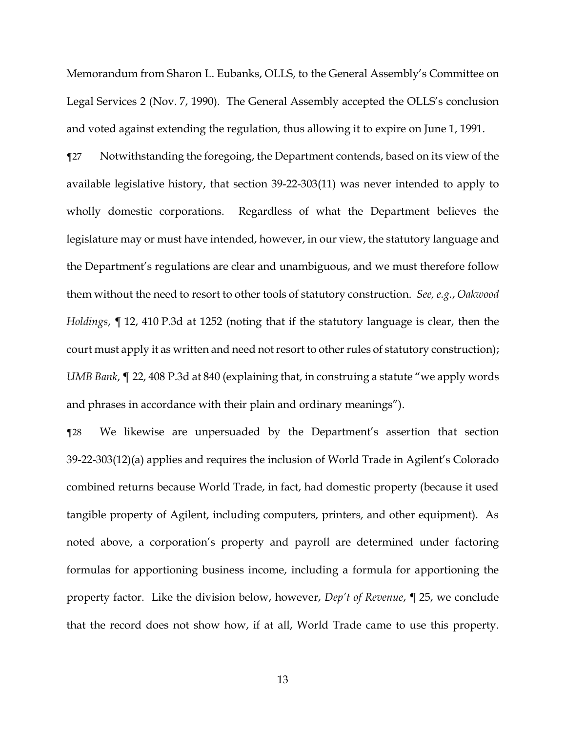Memorandum from Sharon L. Eubanks, OLLS, to the General Assembly's Committee on Legal Services 2 (Nov. 7, 1990). The General Assembly accepted the OLLS's conclusion and voted against extending the regulation, thus allowing it to expire on June 1, 1991.

¶27 Notwithstanding the foregoing, the Department contends, based on its view of the available legislative history, that section 39-22-303(11) was never intended to apply to wholly domestic corporations. Regardless of what the Department believes the legislature may or must have intended, however, in our view, the statutory language and the Department's regulations are clear and unambiguous, and we must therefore follow them without the need to resort to other tools of statutory construction. *See, e.g.*, *Oakwood Holdings*, ¶ 12, 410 P.3d at 1252 (noting that if the statutory language is clear, then the court must apply it as written and need not resort to other rules of statutory construction); *UMB Bank*, ¶ 22, 408 P.3d at 840 (explaining that, in construing a statute "we apply words and phrases in accordance with their plain and ordinary meanings").

¶28 We likewise are unpersuaded by the Department's assertion that section 39-22-303(12)(a) applies and requires the inclusion of World Trade in Agilent's Colorado combined returns because World Trade, in fact, had domestic property (because it used tangible property of Agilent, including computers, printers, and other equipment). As noted above, a corporation's property and payroll are determined under factoring formulas for apportioning business income, including a formula for apportioning the property factor. Like the division below, however, *Dep't of Revenue*, ¶ 25, we conclude that the record does not show how, if at all, World Trade came to use this property.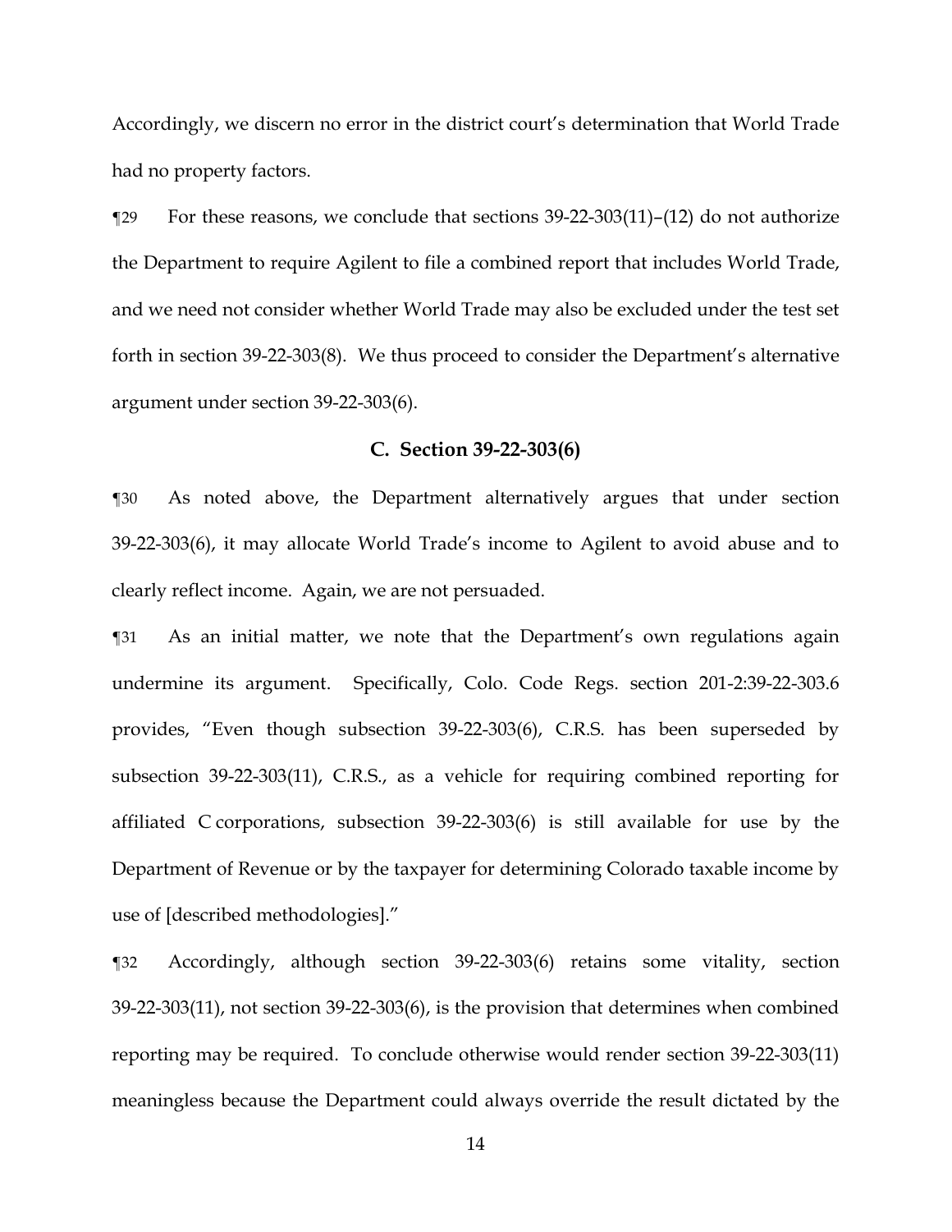Accordingly, we discern no error in the district court's determination that World Trade had no property factors.

¶29 For these reasons, we conclude that sections 39-22-303(11)–(12) do not authorize the Department to require Agilent to file a combined report that includes World Trade, and we need not consider whether World Trade may also be excluded under the test set forth in section 39-22-303(8). We thus proceed to consider the Department's alternative argument under section 39-22-303(6).

### C. Section 39-22-303(6)

¶30 As noted above, the Department alternatively argues that under section 39-22-303(6), it may allocate World Trade's income to Agilent to avoid abuse and to clearly reflect income. Again, we are not persuaded.

¶31 As an initial matter, we note that the Department's own regulations again undermine its argument. Specifically, Colo. Code Regs. section 201-2:39-22-303.6 provides, "Even though subsection 39-22-303(6), C.R.S. has been superseded by subsection 39-22-303(11), C.R.S., as a vehicle for requiring combined reporting for affiliated C corporations, subsection 39-22-303(6) is still available for use by the Department of Revenue or by the taxpayer for determining Colorado taxable income by use of [described methodologies]."

¶32 Accordingly, although section 39-22-303(6) retains some vitality, section 39-22-303(11), not section 39-22-303(6), is the provision that determines when combined reporting may be required. To conclude otherwise would render section 39-22-303(11) meaningless because the Department could always override the result dictated by the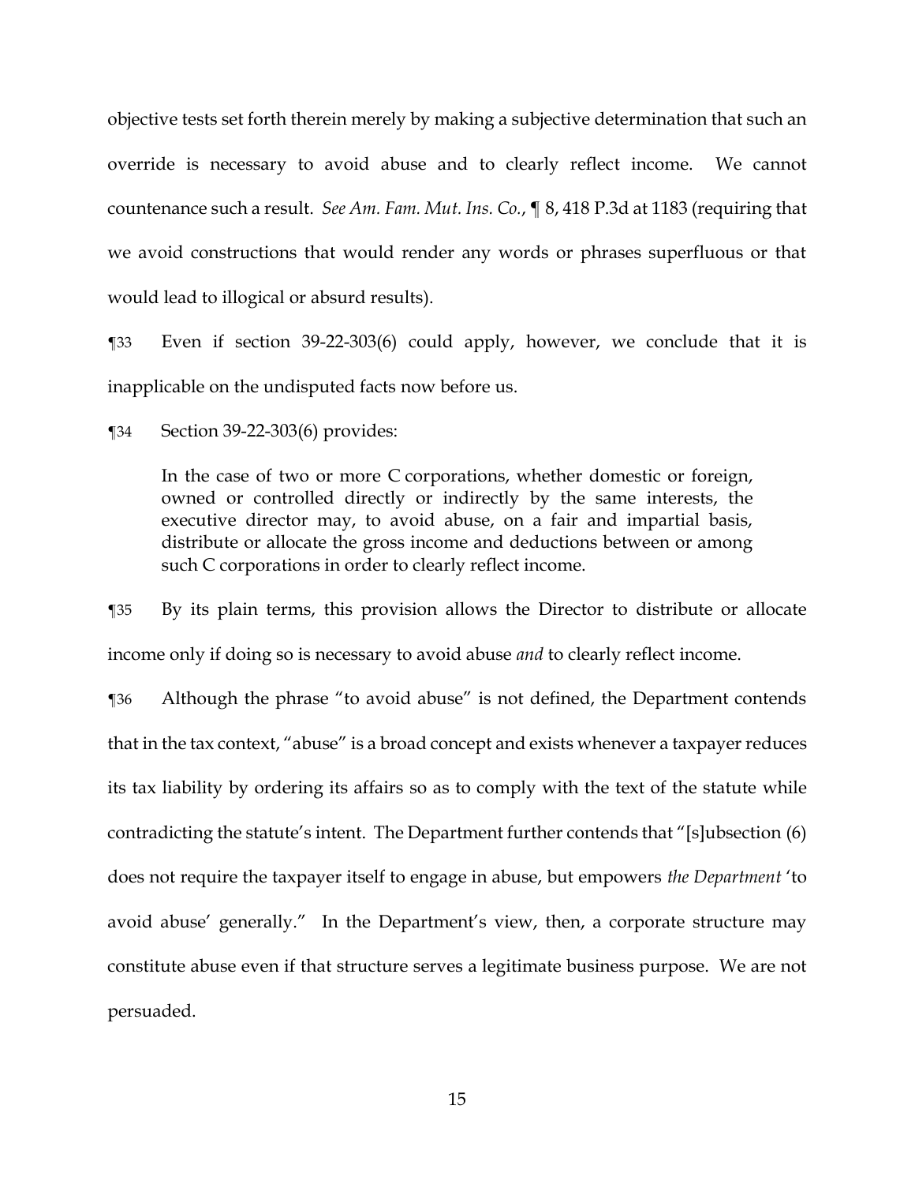objective tests set forth therein merely by making a subjective determination that such an override is necessary to avoid abuse and to clearly reflect income. We cannot countenance such a result. *See Am. Fam. Mut. Ins. Co.*, ¶ 8, 418 P.3d at 1183 (requiring that we avoid constructions that would render any words or phrases superfluous or that would lead to illogical or absurd results).

¶33 Even if section 39-22-303(6) could apply, however, we conclude that it is inapplicable on the undisputed facts now before us.

¶34 Section 39-22-303(6) provides:

> In the case of two or more C corporations, whether domestic or foreign, owned or controlled directly or indirectly by the same interests, the executive director may, to avoid abuse, on a fair and impartial basis, distribute or allocate the gross income and deductions between or among such C corporations in order to clearly reflect income.

¶35 By its plain terms, this provision allows the Director to distribute or allocate income only if doing so is necessary to avoid abuse *and* to clearly reflect income.

¶36 Although the phrase "to avoid abuse" is not defined, the Department contends that in the tax context, "abuse" is a broad concept and exists whenever a taxpayer reduces its tax liability by ordering its affairs so as to comply with the text of the statute while contradicting the statute's intent. The Department further contends that "[s]ubsection (6) does not require the taxpayer itself to engage in abuse, but empowers *the Department* 'to avoid abuse' generally." In the Department's view, then, a corporate structure may constitute abuse even if that structure serves a legitimate business purpose. We are not persuaded.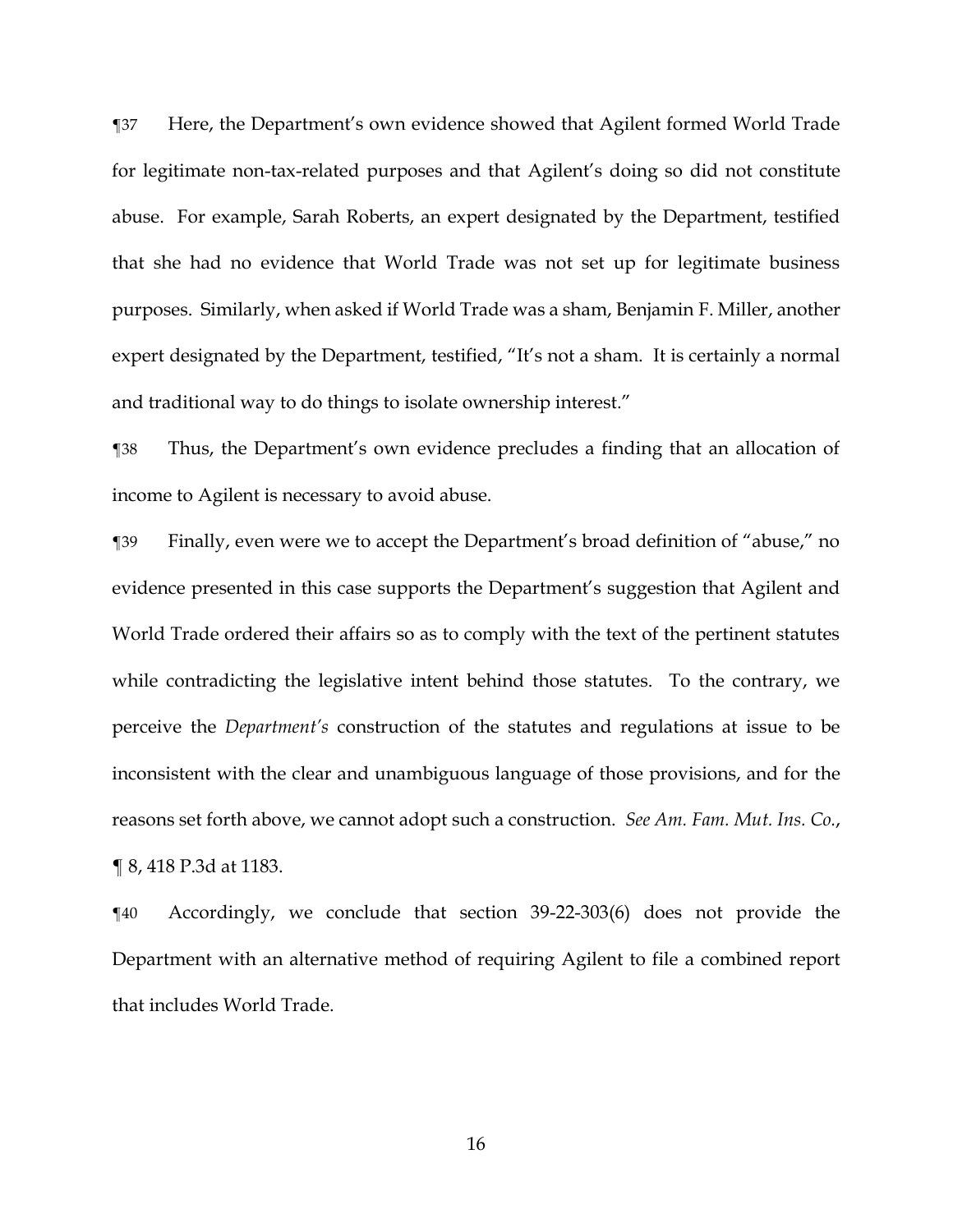¶37 Here, the Department's own evidence showed that Agilent formed World Trade for legitimate non-tax-related purposes and that Agilent's doing so did not constitute abuse. For example, Sarah Roberts, an expert designated by the Department, testified that she had no evidence that World Trade was not set up for legitimate business purposes. Similarly, when asked if World Trade was a sham, Benjamin F. Miller, another expert designated by the Department, testified, "It's not a sham. It is certainly a normal and traditional way to do things to isolate ownership interest."

¶38 Thus, the Department's own evidence precludes a finding that an allocation of income to Agilent is necessary to avoid abuse.

¶39 Finally, even were we to accept the Department's broad definition of "abuse," no evidence presented in this case supports the Department's suggestion that Agilent and World Trade ordered their affairs so as to comply with the text of the pertinent statutes while contradicting the legislative intent behind those statutes. To the contrary, we perceive the *Department's* construction of the statutes and regulations at issue to be inconsistent with the clear and unambiguous language of those provisions, and for the reasons set forth above, we cannot adopt such a construction. *See Am. Fam. Mut. Ins. Co.*, ¶ 8, 418 P.3d at 1183.

¶40 Accordingly, we conclude that section 39-22-303(6) does not provide the Department with an alternative method of requiring Agilent to file a combined report that includes World Trade.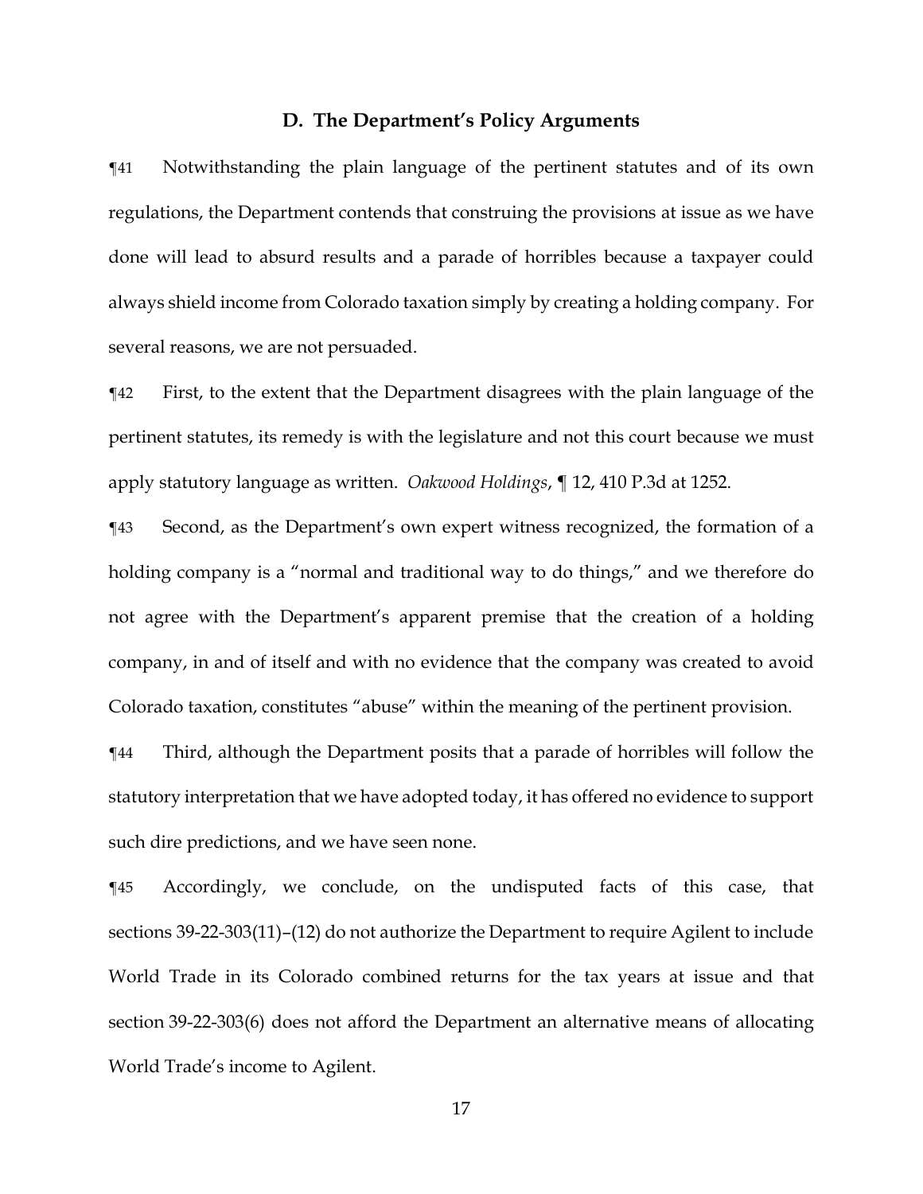### D. The Department's Policy Arguments

¶41 Notwithstanding the plain language of the pertinent statutes and of its own regulations, the Department contends that construing the provisions at issue as we have done will lead to absurd results and a parade of horribles because a taxpayer could always shield income from Colorado taxation simply by creating a holding company. For several reasons, we are not persuaded.

¶42 First, to the extent that the Department disagrees with the plain language of the pertinent statutes, its remedy is with the legislature and not this court because we must apply statutory language as written. *Oakwood Holdings*, ¶ 12, 410 P.3d at 1252.

¶43 Second, as the Department's own expert witness recognized, the formation of a holding company is a "normal and traditional way to do things," and we therefore do not agree with the Department's apparent premise that the creation of a holding company, in and of itself and with no evidence that the company was created to avoid Colorado taxation, constitutes "abuse" within the meaning of the pertinent provision.

¶44 Third, although the Department posits that a parade of horribles will follow the statutory interpretation that we have adopted today, it has offered no evidence to support such dire predictions, and we have seen none.

¶45 Accordingly, we conclude, on the undisputed facts of this case, that sections 39-22-303(11)–(12) do not authorize the Department to require Agilent to include World Trade in its Colorado combined returns for the tax years at issue and that section 39-22-303(6) does not afford the Department an alternative means of allocating World Trade's income to Agilent.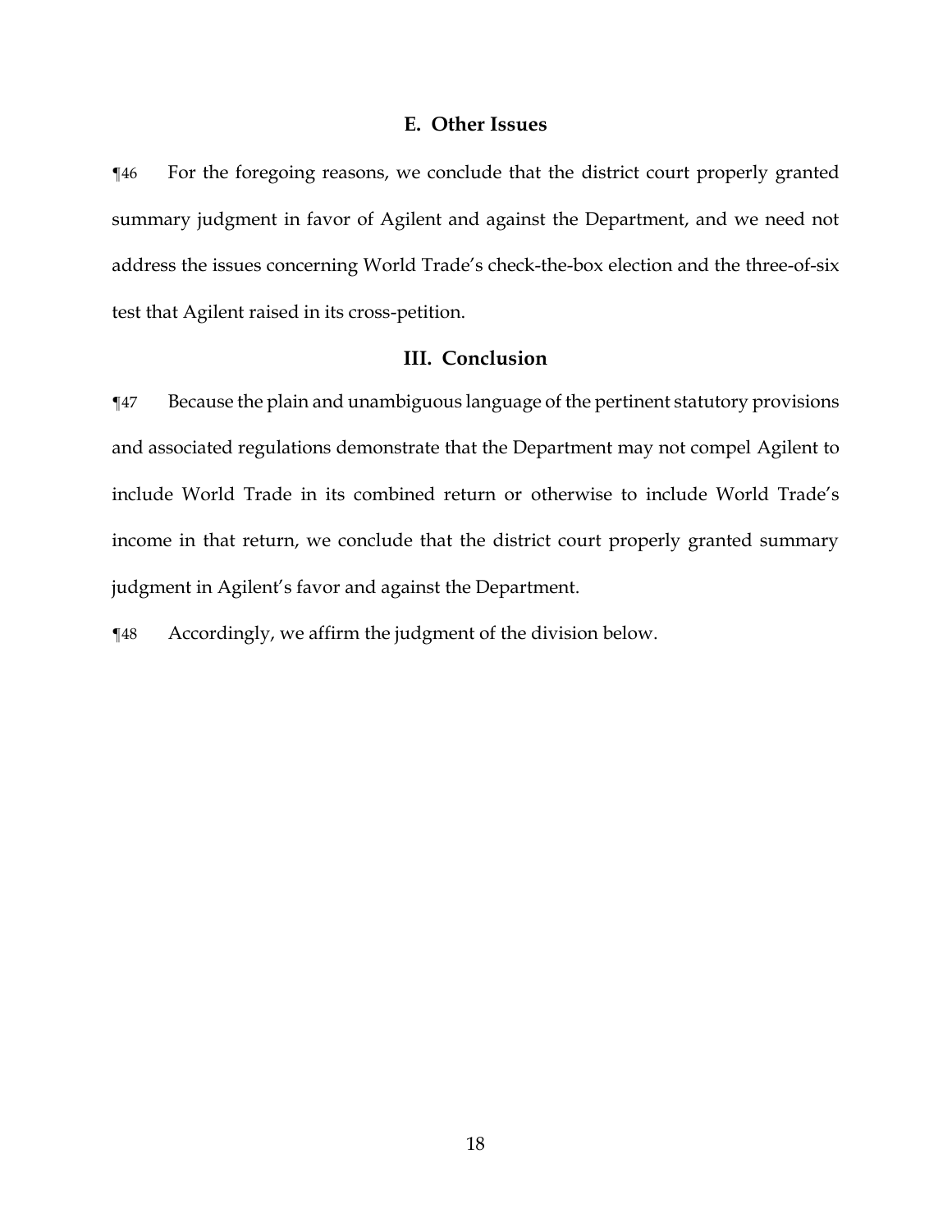### E. Other Issues

¶46 For the foregoing reasons, we conclude that the district court properly granted summary judgment in favor of Agilent and against the Department, and we need not address the issues concerning World Trade's check-the-box election and the three-of-six test that Agilent raised in its cross-petition.

## III. Conclusion

¶47 Because the plain and unambiguous language of the pertinent statutory provisions and associated regulations demonstrate that the Department may not compel Agilent to include World Trade in its combined return or otherwise to include World Trade's income in that return, we conclude that the district court properly granted summary judgment in Agilent's favor and against the Department.

¶48 Accordingly, we affirm the judgment of the division below.